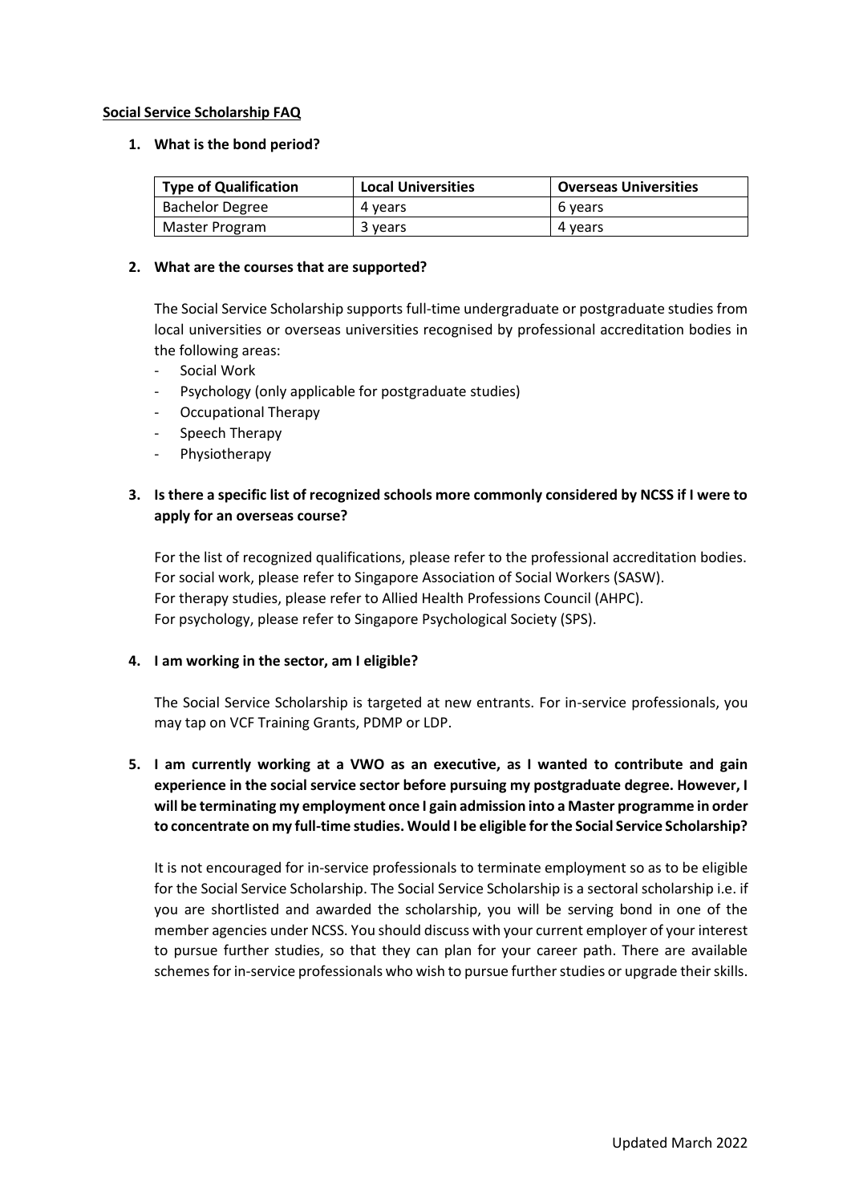**Social Service Scholarship FAQ**

**1. What is the bond period?**

| Type of Qualification | Local Universities | Overseas Universities |
| --- | --- | --- |
| Bachelor Degree | 4 years | 6 years |
| Master Program | 3 years | 4 years |

**2. What are the courses that are supported?**

The Social Service Scholarship supports full-time undergraduate or postgraduate studies from local universities or overseas universities recognised by professional accreditation bodies in the following areas:

- Social Work
- Psychology (only applicable for postgraduate studies)
- Occupational Therapy
- Speech Therapy
- Physiotherapy

**3. Is there a specific list of recognized schools more commonly considered by NCSS if I were to apply for an overseas course?**

For the list of recognized qualifications, please refer to the professional accreditation bodies.
For social work, please refer to Singapore Association of Social Workers (SASW).
For therapy studies, please refer to Allied Health Professions Council (AHPC).
For psychology, please refer to Singapore Psychological Society (SPS).

**4. I am working in the sector, am I eligible?**

The Social Service Scholarship is targeted at new entrants. For in-service professionals, you may tap on VCF Training Grants, PDMP or LDP.

**5. I am currently working at a VWO as an executive, as I wanted to contribute and gain experience in the social service sector before pursuing my postgraduate degree. However, I will be terminating my employment once I gain admission into a Master programme in order to concentrate on my full-time studies. Would I be eligible for the Social Service Scholarship?**

It is not encouraged for in-service professionals to terminate employment so as to be eligible for the Social Service Scholarship. The Social Service Scholarship is a sectoral scholarship i.e. if you are shortlisted and awarded the scholarship, you will be serving bond in one of the member agencies under NCSS. You should discuss with your current employer of your interest to pursue further studies, so that they can plan for your career path. There are available schemes for in-service professionals who wish to pursue further studies or upgrade their skills.

Updated March 2022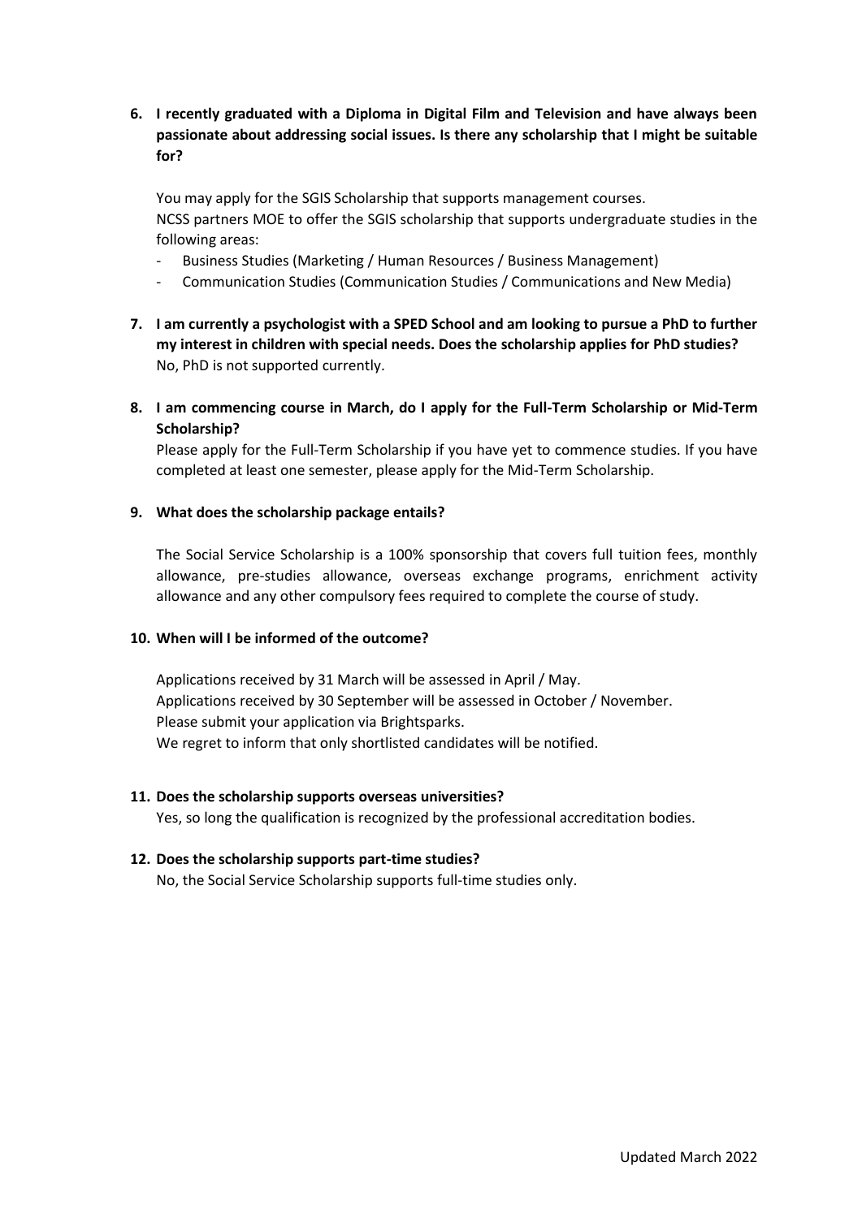6. **I recently graduated with a Diploma in Digital Film and Television and have always been passionate about addressing social issues. Is there any scholarship that I might be suitable for?**

   You may apply for the SGIS Scholarship that supports management courses.
   NCSS partners MOE to offer the SGIS scholarship that supports undergraduate studies in the following areas:

   - Business Studies (Marketing / Human Resources / Business Management)
   - Communication Studies (Communication Studies / Communications and New Media)

7. **I am currently a psychologist with a SPED School and am looking to pursue a PhD to further my interest in children with special needs. Does the scholarship applies for PhD studies?**
   No, PhD is not supported currently.

8. **I am commencing course in March, do I apply for the Full-Term Scholarship or Mid-Term Scholarship?**
   Please apply for the Full-Term Scholarship if you have yet to commence studies. If you have completed at least one semester, please apply for the Mid-Term Scholarship.

9. **What does the scholarship package entails?**

   The Social Service Scholarship is a 100% sponsorship that covers full tuition fees, monthly allowance, pre-studies allowance, overseas exchange programs, enrichment activity allowance and any other compulsory fees required to complete the course of study.

10. **When will I be informed of the outcome?**

    Applications received by 31 March will be assessed in April / May.
    Applications received by 30 September will be assessed in October / November.
    Please submit your application via Brightsparks.
    We regret to inform that only shortlisted candidates will be notified.

11. **Does the scholarship supports overseas universities?**
    Yes, so long the qualification is recognized by the professional accreditation bodies.

12. **Does the scholarship supports part-time studies?**
    No, the Social Service Scholarship supports full-time studies only.

Updated March 2022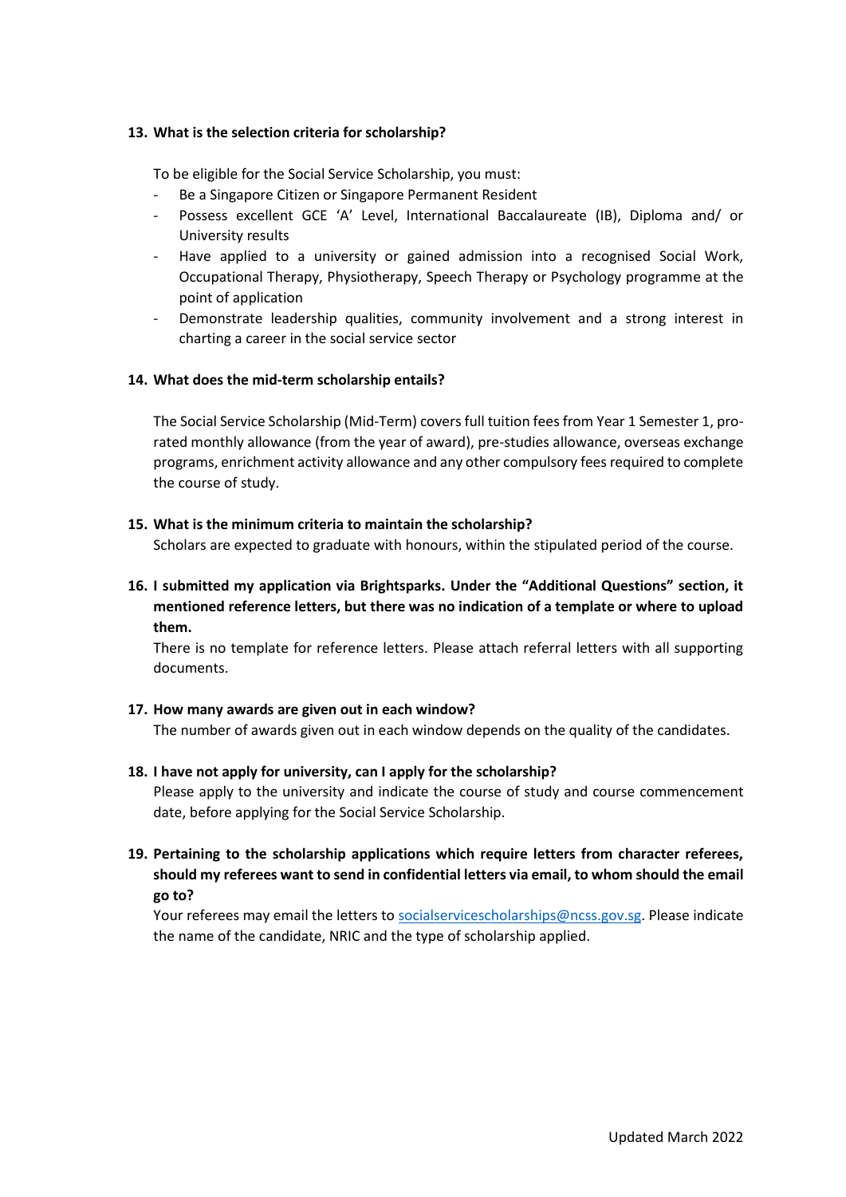**13. What is the selection criteria for scholarship?**

To be eligible for the Social Service Scholarship, you must:

- Be a Singapore Citizen or Singapore Permanent Resident
- Possess excellent GCE 'A' Level, International Baccalaureate (IB), Diploma and/ or University results
- Have applied to a university or gained admission into a recognised Social Work, Occupational Therapy, Physiotherapy, Speech Therapy or Psychology programme at the point of application
- Demonstrate leadership qualities, community involvement and a strong interest in charting a career in the social service sector

**14. What does the mid-term scholarship entails?**

The Social Service Scholarship (Mid-Term) covers full tuition fees from Year 1 Semester 1, pro-rated monthly allowance (from the year of award), pre-studies allowance, overseas exchange programs, enrichment activity allowance and any other compulsory fees required to complete the course of study.

**15. What is the minimum criteria to maintain the scholarship?**

Scholars are expected to graduate with honours, within the stipulated period of the course.

**16. I submitted my application via Brightsparks. Under the "Additional Questions" section, it mentioned reference letters, but there was no indication of a template or where to upload them.**

There is no template for reference letters. Please attach referral letters with all supporting documents.

**17. How many awards are given out in each window?**

The number of awards given out in each window depends on the quality of the candidates.

**18. I have not apply for university, can I apply for the scholarship?**

Please apply to the university and indicate the course of study and course commencement date, before applying for the Social Service Scholarship.

**19. Pertaining to the scholarship applications which require letters from character referees, should my referees want to send in confidential letters via email, to whom should the email go to?**

Your referees may email the letters to socialservicescholarships@ncss.gov.sg. Please indicate the name of the candidate, NRIC and the type of scholarship applied.

Updated March 2022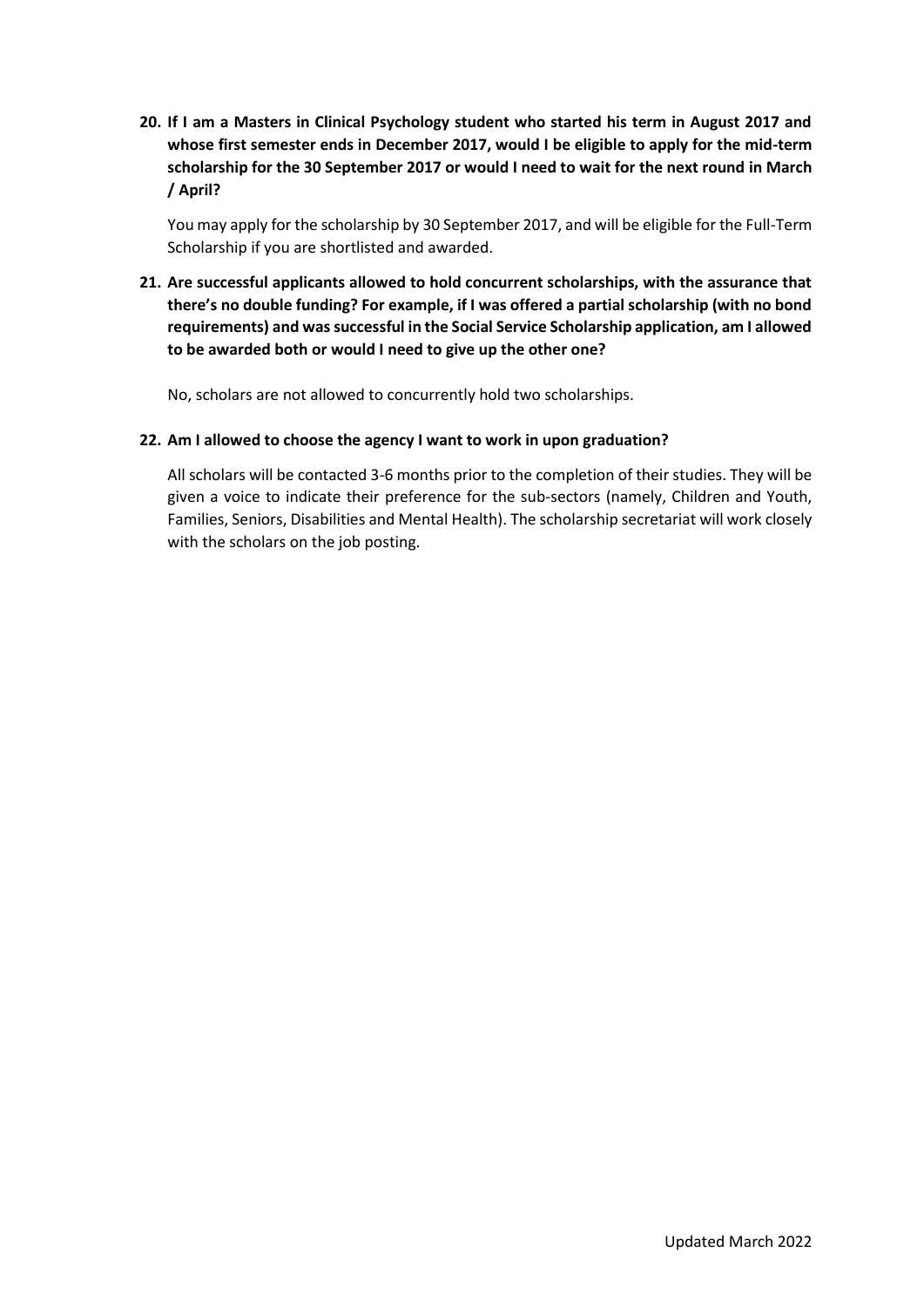**20. If I am a Masters in Clinical Psychology student who started his term in August 2017 and whose first semester ends in December 2017, would I be eligible to apply for the mid-term scholarship for the 30 September 2017 or would I need to wait for the next round in March / April?**

You may apply for the scholarship by 30 September 2017, and will be eligible for the Full-Term Scholarship if you are shortlisted and awarded.

**21. Are successful applicants allowed to hold concurrent scholarships, with the assurance that there's no double funding? For example, if I was offered a partial scholarship (with no bond requirements) and was successful in the Social Service Scholarship application, am I allowed to be awarded both or would I need to give up the other one?**

No, scholars are not allowed to concurrently hold two scholarships.

**22. Am I allowed to choose the agency I want to work in upon graduation?**

All scholars will be contacted 3-6 months prior to the completion of their studies. They will be given a voice to indicate their preference for the sub-sectors (namely, Children and Youth, Families, Seniors, Disabilities and Mental Health). The scholarship secretariat will work closely with the scholars on the job posting.

Updated March 2022